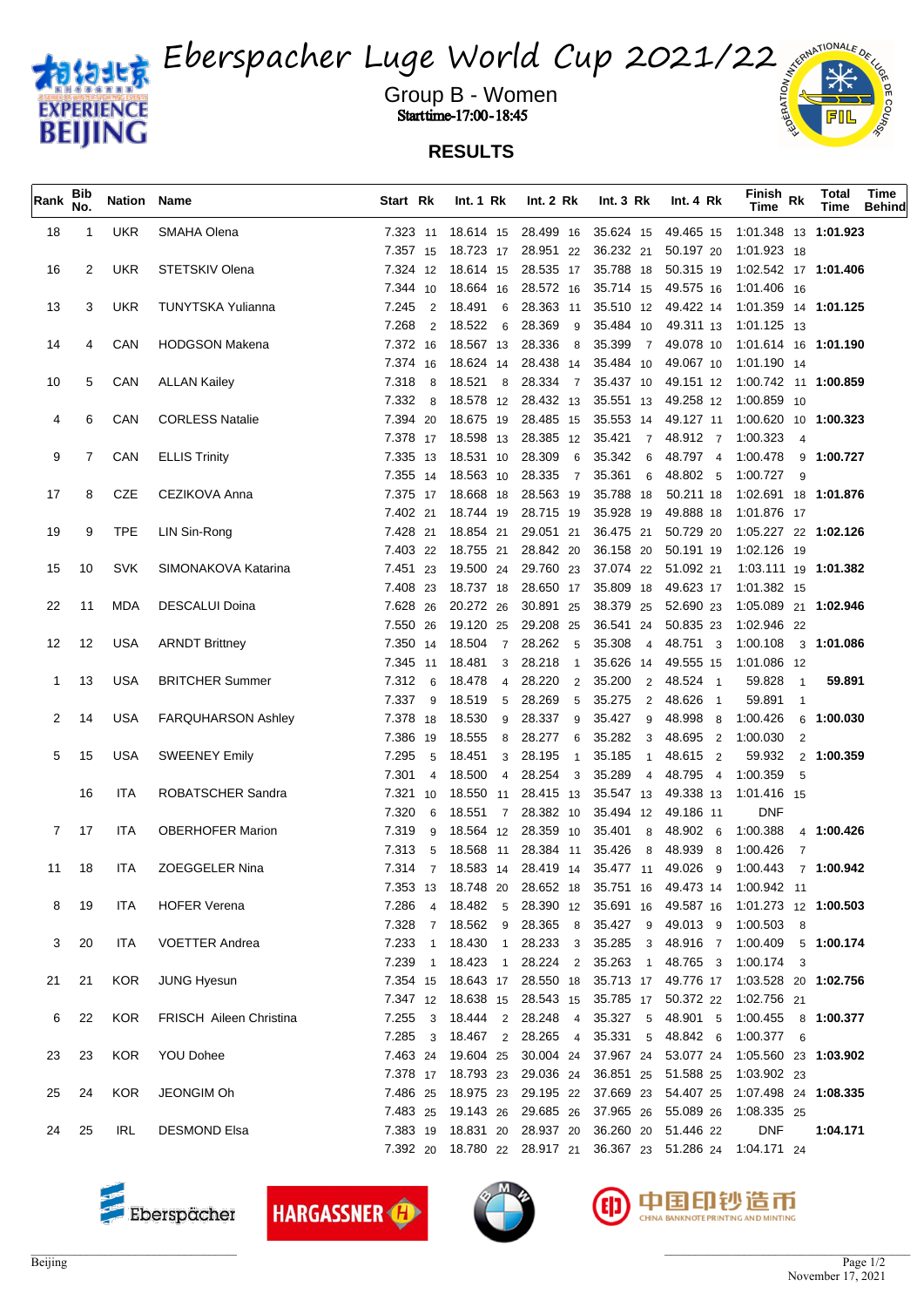# Eberspacher Luge World Cup 2021/22

Group B - Women

Starttime-17:00-18:45

## RESULTS

| Rank | Bib No. | Nation | Name | Start | Rk | Int. 1 | Rk | Int. 2 | Rk | Int. 3 | Rk | Int. 4 | Rk | Finish Time | Rk | Total Time | Time Behind |
|---|---|---|---|---|---|---|---|---|---|---|---|---|---|---|---|---|---|
| 18 | 1 | UKR | SMAHA Olena | 7.323 | 11 | 18.614 | 15 | 28.499 | 16 | 35.624 | 15 | 49.465 | 15 | 1:01.348 | 13 | 1:01.923 | |
| | | | | 7.357 | 15 | 18.723 | 17 | 28.951 | 22 | 36.232 | 21 | 50.197 | 20 | 1:01.923 | 18 | | |
| 16 | 2 | UKR | STETSKIV Olena | 7.324 | 12 | 18.614 | 15 | 28.535 | 17 | 35.788 | 18 | 50.315 | 19 | 1:02.542 | 17 | 1:01.406 | |
| | | | | 7.344 | 10 | 18.664 | 16 | 28.572 | 16 | 35.714 | 15 | 49.575 | 16 | 1:01.406 | 16 | | |
| 13 | 3 | UKR | TUNYTSKA Yulianna | 7.245 | 2 | 18.491 | 6 | 28.363 | 11 | 35.510 | 12 | 49.422 | 14 | 1:01.359 | 14 | 1:01.125 | |
| | | | | 7.268 | 2 | 18.522 | 6 | 28.369 | 9 | 35.484 | 10 | 49.311 | 13 | 1:01.125 | 13 | | |
| 14 | 4 | CAN | HODGSON Makena | 7.372 | 16 | 18.567 | 13 | 28.336 | 8 | 35.399 | 7 | 49.078 | 10 | 1:01.614 | 16 | 1:01.190 | |
| | | | | 7.374 | 16 | 18.624 | 14 | 28.438 | 14 | 35.484 | 10 | 49.067 | 10 | 1:01.190 | 14 | | |
| 10 | 5 | CAN | ALLAN Kailey | 7.318 | 8 | 18.521 | 8 | 28.334 | 7 | 35.437 | 10 | 49.151 | 12 | 1:00.742 | 11 | 1:00.859 | |
| | | | | 7.332 | 8 | 18.578 | 12 | 28.432 | 13 | 35.551 | 13 | 49.258 | 12 | 1:00.859 | 10 | | |
| 4 | 6 | CAN | CORLESS Natalie | 7.394 | 20 | 18.675 | 19 | 28.485 | 15 | 35.553 | 14 | 49.127 | 11 | 1:00.620 | 10 | 1:00.323 | |
| | | | | 7.378 | 17 | 18.598 | 13 | 28.385 | 12 | 35.421 | 7 | 48.912 | 7 | 1:00.323 | 4 | | |
| 9 | 7 | CAN | ELLIS Trinity | 7.335 | 13 | 18.531 | 10 | 28.309 | 6 | 35.342 | 6 | 48.797 | 4 | 1:00.478 | 9 | 1:00.727 | |
| | | | | 7.355 | 14 | 18.563 | 10 | 28.335 | 7 | 35.361 | 6 | 48.802 | 5 | 1:00.727 | 9 | | |
| 17 | 8 | CZE | CEZIKOVA Anna | 7.375 | 17 | 18.668 | 18 | 28.563 | 19 | 35.788 | 18 | 50.211 | 18 | 1:02.691 | 18 | 1:01.876 | |
| | | | | 7.402 | 21 | 18.744 | 19 | 28.715 | 19 | 35.928 | 19 | 49.888 | 18 | 1:01.876 | 17 | | |
| 19 | 9 | TPE | LIN Sin-Rong | 7.428 | 21 | 18.854 | 21 | 29.051 | 21 | 36.475 | 21 | 50.729 | 20 | 1:05.227 | 22 | 1:02.126 | |
| | | | | 7.403 | 22 | 18.755 | 21 | 28.842 | 20 | 36.158 | 20 | 50.191 | 19 | 1:02.126 | 19 | | |
| 15 | 10 | SVK | SIMONAKOVA Katarina | 7.451 | 23 | 19.500 | 24 | 29.760 | 23 | 37.074 | 22 | 51.092 | 21 | 1:03.111 | 19 | 1:01.382 | |
| | | | | 7.408 | 23 | 18.737 | 18 | 28.650 | 17 | 35.809 | 18 | 49.623 | 17 | 1:01.382 | 15 | | |
| 22 | 11 | MDA | DESCALUI Doina | 7.628 | 26 | 20.272 | 26 | 30.891 | 25 | 38.379 | 25 | 52.690 | 23 | 1:05.089 | 21 | 1:02.946 | |
| | | | | 7.550 | 26 | 19.120 | 25 | 29.208 | 25 | 36.541 | 24 | 50.835 | 23 | 1:02.946 | 22 | | |
| 12 | 12 | USA | ARNDT Brittney | 7.350 | 14 | 18.504 | 7 | 28.262 | 5 | 35.308 | 4 | 48.751 | 3 | 1:00.108 | 3 | 1:01.086 | |
| | | | | 7.345 | 11 | 18.481 | 3 | 28.218 | 1 | 35.626 | 14 | 49.555 | 15 | 1:01.086 | 12 | | |
| 1 | 13 | USA | BRITCHER Summer | 7.312 | 6 | 18.478 | 4 | 28.220 | 2 | 35.200 | 2 | 48.524 | 1 | 59.828 | 1 | 59.891 | |
| | | | | 7.337 | 9 | 18.519 | 5 | 28.269 | 5 | 35.275 | 2 | 48.626 | 1 | 59.891 | 1 | | |
| 2 | 14 | USA | FARQUHARSON Ashley | 7.378 | 18 | 18.530 | 9 | 28.337 | 9 | 35.427 | 9 | 48.998 | 8 | 1:00.426 | 6 | 1:00.030 | |
| | | | | 7.386 | 19 | 18.555 | 8 | 28.277 | 6 | 35.282 | 3 | 48.695 | 2 | 1:00.030 | 2 | | |
| 5 | 15 | USA | SWEENEY Emily | 7.295 | 5 | 18.451 | 3 | 28.195 | 1 | 35.185 | 1 | 48.615 | 2 | 59.932 | 2 | 1:00.359 | |
| | | | | 7.301 | 4 | 18.500 | 4 | 28.254 | 3 | 35.289 | 4 | 48.795 | 4 | 1:00.359 | 5 | | |
| | 16 | ITA | ROBATSCHER Sandra | 7.321 | 10 | 18.550 | 11 | 28.415 | 13 | 35.547 | 13 | 49.338 | 13 | 1:01.416 | 15 | | |
| | | | | 7.320 | 6 | 18.551 | 7 | 28.382 | 10 | 35.494 | 12 | 49.186 | 11 | DNF | | | |
| 7 | 17 | ITA | OBERHOFER Marion | 7.319 | 9 | 18.564 | 12 | 28.359 | 10 | 35.401 | 8 | 48.902 | 6 | 1:00.388 | 4 | 1:00.426 | |
| | | | | 7.313 | 5 | 18.568 | 11 | 28.384 | 11 | 35.426 | 8 | 48.939 | 8 | 1:00.426 | 7 | | |
| 11 | 18 | ITA | ZOEGGELER Nina | 7.314 | 7 | 18.583 | 14 | 28.419 | 14 | 35.477 | 11 | 49.026 | 9 | 1:00.443 | 7 | 1:00.942 | |
| | | | | 7.353 | 13 | 18.748 | 20 | 28.652 | 18 | 35.751 | 16 | 49.473 | 14 | 1:00.942 | 11 | | |
| 8 | 19 | ITA | HOFER Verena | 7.286 | 4 | 18.482 | 5 | 28.390 | 12 | 35.691 | 16 | 49.587 | 16 | 1:01.273 | 12 | 1:00.503 | |
| | | | | 7.328 | 7 | 18.562 | 9 | 28.365 | 8 | 35.427 | 9 | 49.013 | 9 | 1:00.503 | 8 | | |
| 3 | 20 | ITA | VOETTER Andrea | 7.233 | 1 | 18.430 | 1 | 28.233 | 3 | 35.285 | 3 | 48.916 | 7 | 1:00.409 | 5 | 1:00.174 | |
| | | | | 7.239 | 1 | 18.423 | 1 | 28.224 | 2 | 35.263 | 1 | 48.765 | 3 | 1:00.174 | 3 | | |
| 21 | 21 | KOR | JUNG Hyesun | 7.354 | 15 | 18.643 | 17 | 28.550 | 18 | 35.713 | 17 | 49.776 | 17 | 1:03.528 | 20 | 1:02.756 | |
| | | | | 7.347 | 12 | 18.638 | 15 | 28.543 | 15 | 35.785 | 17 | 50.372 | 22 | 1:02.756 | 21 | | |
| 6 | 22 | KOR | FRISCH Aileen Christina | 7.255 | 3 | 18.444 | 2 | 28.248 | 4 | 35.327 | 5 | 48.901 | 5 | 1:00.455 | 8 | 1:00.377 | |
| | | | | 7.285 | 3 | 18.467 | 2 | 28.265 | 4 | 35.331 | 5 | 48.842 | 6 | 1:00.377 | 6 | | |
| 23 | 23 | KOR | YOU Dohee | 7.463 | 24 | 19.604 | 25 | 30.004 | 24 | 37.967 | 24 | 53.077 | 24 | 1:05.560 | 23 | 1:03.902 | |
| | | | | 7.378 | 17 | 18.793 | 23 | 29.036 | 24 | 36.851 | 25 | 51.588 | 25 | 1:03.902 | 23 | | |
| 25 | 24 | KOR | JEONGIM Oh | 7.486 | 25 | 18.975 | 23 | 29.195 | 22 | 37.669 | 23 | 54.407 | 25 | 1:07.498 | 24 | 1:08.335 | |
| | | | | 7.483 | 25 | 19.143 | 26 | 29.685 | 26 | 37.965 | 26 | 55.089 | 26 | 1:08.335 | 25 | | |
| 24 | 25 | IRL | DESMOND Elsa | 7.383 | 19 | 18.831 | 20 | 28.937 | 20 | 36.260 | 20 | 51.446 | 22 | DNF | | 1:04.171 | |
| | | | | 7.392 | 20 | 18.780 | 22 | 28.917 | 21 | 36.367 | 23 | 51.286 | 24 | 1:04.171 | 24 | | |

Beijing

November 17, 2021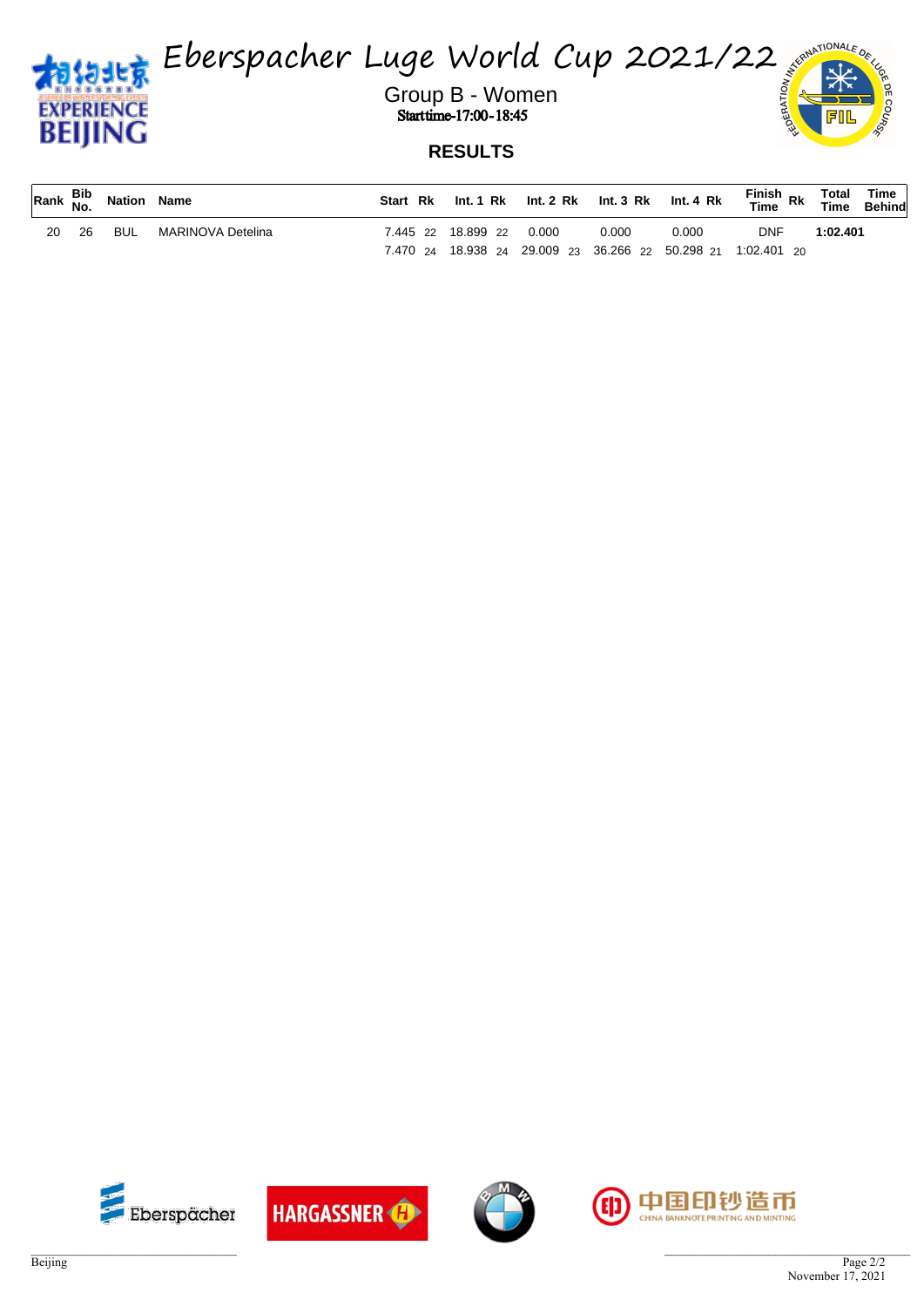# Eberspacher Luge World Cup 2021/22

Group B - Women

Starttime-17:00-18:45

## RESULTS

| Rank | Bib No. | Nation | Name | Start | Rk | Int. 1 | Rk | Int. 2 | Rk | Int. 3 | Rk | Int. 4 | Rk | Finish Time | Rk | Total Time | Time Behind |
|---|---|---|---|---|---|---|---|---|---|---|---|---|---|---|---|---|---|
| 20 | 26 | BUL | MARINOVA Detelina | 7.445 | 22 | 18.899 | 22 | 0.000 | | 0.000 | | 0.000 | | DNF | | **1:02.401** | |
| | | | | 7.470 | 24 | 18.938 | 24 | 29.009 | 23 | 36.266 | 22 | 50.298 | 21 | 1:02.401 | 20 | | |

Beijing

November 17, 2021